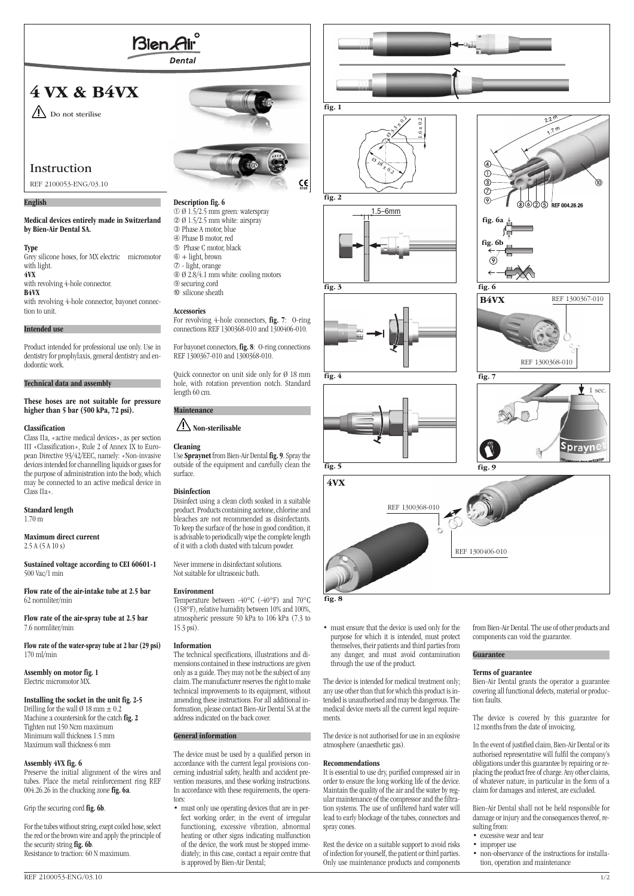Bien Air Dental

# 4 VX & B4VX

⚠ Do not sterilise

## Instruction

REF 2100053-ENG/03.10

## English

**Medical devices entirely made in Switzerland by Bien-Air Dental SA.**

### Type

Grey silicone hoses, for MX electric micromotor with light.

**4VX**

with revolving 4-hole connector.

**B4VX**

with revolving 4-hole connector, bayonet connection to unit.

## Intended use

Product intended for professional use only. Use in dentistry for prophylaxis, general dentistry and endodontic work.

## Technical data and assembly

**These hoses are not suitable for pressure higher than 5 bar (500 kPa, 72 psi).**

### Classification

Class IIa, «active medical devices», as per section III «Classification», Rule 2 of Annex IX to European Directive 93/42/EEC, namely: «Non-invasive devices intended for channelling liquids or gases for the purpose of administration into the body, which may be connected to an active medical device in Class IIa».

### Standard length

1.70 m

### Maximum direct current

2.5 A (5 A 10 s)

### Sustained voltage according to CEI 60601-1

500 Vac/1 min

### Flow rate of the air-intake tube at 2.5 bar

62 normliter/min

### Flow rate of the air-spray tube at 2.5 bar

7.6 normliter/min

### Flow rate of the water-spray tube at 2 bar (29 psi)

170 ml/min

### Assembly on motor fig. 1

Electric micromotor MX.

### Installing the socket in the unit fig. 2-5

Drilling for the wall Ø 18 mm ± 0.2
Machine a countersink for the catch **fig. 2**
Tighten nut 150 Ncm maximum
Minimum wall thickness 1.5 mm
Maximum wall thickness 6 mm

### Assembly 4VX fig. 6

Preserve the initial alignment of the wires and tubes. Place the metal reinforcement ring REF 004.26.26 in the chucking zone **fig. 6a**.

Grip the securing cord **fig. 6b**.

For the tubes without string, exept coiled hose, select the red or the brown wire and apply the principle of the security string **fig. 6b**.
Resistance to traction: 60 N maximum.

### Description fig. 6

① Ø 1.5/2.5 mm green: waterspray
② Ø 1.5/2.5 mm white: airspray
③ Phase A motor, blue
④ Phase B motor, red
⑤ Phase C motor, black
⑥ + light, brown
⑦ - light, orange
⑧ Ø 2.8/4.1 mm white: cooling motors
⑨ securing cord
⑩ silicone sheath

### Accessories

For revolving 4-hole connectors, **fig. 7**: O-ring connections REF 1300368-010 and 1300406-010.

For bayonet connectors, **fig. 8**: O-ring connections REF 1300367-010 and 1300368-010.

Quick connector on unit side only for Ø 18 mm hole, with rotation prevention notch. Standard length 60 cm.

## Maintenance

⚠ **Non-sterilisable**

### Cleaning

Use **Spraynet** from Bien-Air Dental **fig. 9**. Spray the outside of the equipment and carefully clean the surface.

### Disinfection

Disinfect using a clean cloth soaked in a suitable product. Products containing acetone, chlorine and bleaches are not recommended as disinfectants. To keep the surface of the hose in good condition, it is advisable to periodically wipe the complete length of it with a cloth dusted with talcum powder.

Never immerse in disinfectant solutions.
Not suitable for ultrasonic bath.

### Environment

Temperature between -40°C (-40°F) and 70°C (158°F), relative humidity between 10% and 100%, atmospheric pressure 50 kPa to 106 kPa (7.3 to 15.3 psi).

### Information

The technical specifications, illustrations and dimensions contained in these instructions are given only as a guide. They may not be the subject of any claim. The manufacturer reserves the right to make technical improvements to its equipment, without amending these instructions. For all additional information, please contact Bien-Air Dental SA at the address indicated on the back cover.

## General information

The device must be used by a qualified person in accordance with the current legal provisions concerning industrial safety, health and accident prevention measures, and these working instructions. In accordance with these requirements, the operators:

- must only use operating devices that are in perfect working order; in the event of irregular functioning, excessive vibration, abnormal heating or other signs indicating malfunction of the device, the work must be stopped immediately; in this case, contact a repair centre that is approved by Bien-Air Dental;
- must ensure that the device is used only for the purpose for which it is intended, must protect themselves, their patients and third parties from any danger, and must avoid contamination through the use of the product.

The device is intended for medical treatment only; any use other than that for which this product is intended is unauthorised and may be dangerous. The medical device meets all the current legal requirements.

The device is not authorised for use in an explosive atmosphere (anaesthetic gas).

### Recommendations

It is essential to use dry, purified compressed air in order to ensure the long working life of the device. Maintain the quality of the air and the water by regular maintenance of the compressor and the filtration systems. The use of unfiltered hard water will lead to early blockage of the tubes, connectors and spray cones.

Rest the device on a suitable support to avoid risks of infection for yourself, the patient or third parties. Only use maintenance products and components from Bien-Air Dental. The use of other products and components can void the guarantee.

## Guarantee

### Terms of guarantee

Bien-Air Dental grants the operator a guarantee covering all functional defects, material or production faults.

The device is covered by this guarantee for 12 months from the date of invoicing.

In the event of justified claim, Bien-Air Dental or its authorised representative will fulfil the company's obligations under this guarantee by repairing or replacing the product free of charge. Any other claims, of whatever nature, in particular in the form of a claim for damages and interest, are excluded.

Bien-Air Dental shall not be held responsible for damage or injury and the consequences thereof, resulting from:

- excessive wear and tear
- improper use
- non-observance of the instructions for installation, operation and maintenance

fig. 1

fig. 2 (Ø 3.4 ± 0.2; 1.6 ± 0.2; Ø 18 ± 0.2)

fig. 3 (1.5–6mm)

fig. 4

fig. 5

fig. 6 (2.2 m; 1.7 m; REF 004.26.26)

fig. 6a

fig. 6b

fig. 7 — B4VX: REF 1300367-010, REF 1300368-010

fig. 8 — 4VX: REF 1300368-010, REF 1300406-010

fig. 9 — 1 sec.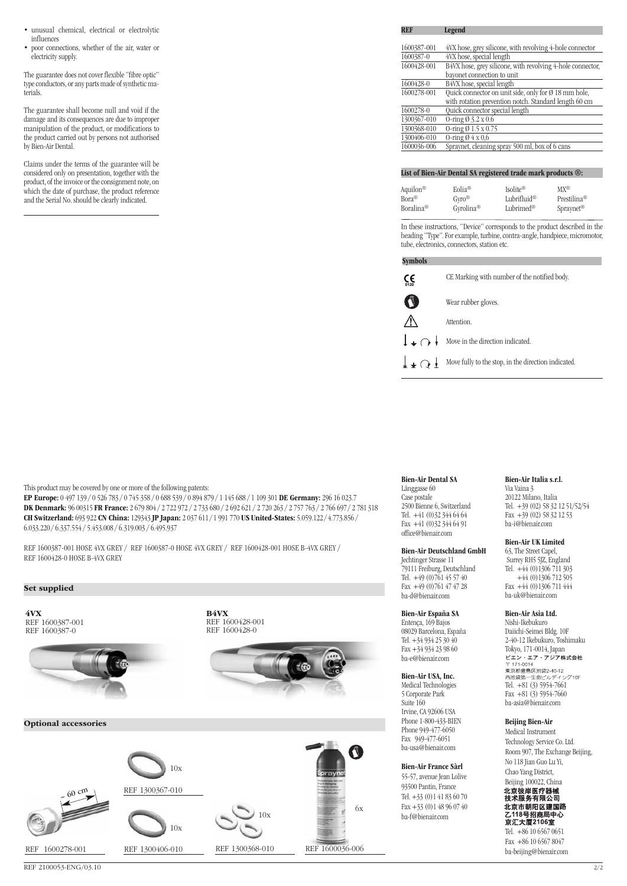- unusual chemical, electrical or electrolytic influences
- poor connections, whether of the air, water or electricity supply.

The guarantee does not cover flexible "fibre optic" type conductors, or any parts made of synthetic materials.

The guarantee shall become null and void if the damage and its consequences are due to improper manipulation of the product, or modifications to the product carried out by persons not authorised by Bien-Air Dental.

Claims under the terms of the guarantee will be considered only on presentation, together with the product, of the invoice or the consignment note, on which the date of purchase, the product reference and the Serial No. should be clearly indicated.

| REF | Legend |
|---|---|
| 1600387-001 | 4VX hose, grey silicone, with revolving 4-hole connector |
| 1600387-0 | 4VX hose, special length |
| 1600428-001 | B4VX hose, grey silicone, with revolving 4-hole connector, bayonet connection to unit |
| 1600428-0 | B4VX hose, special length |
| 1600278-001 | Quick connector on unit side, only for Ø 18 mm hole, with rotation prevention notch. Standard length 60 cm |
| 1600278-0 | Quick connector special length |
| 1300367-010 | O-ring Ø 3.2 x 0.6 |
| 1300368-010 | O-ring Ø 1.5 x 0.75 |
| 1300406-010 | O-ring Ø 4 x 0,6 |
| 1600036-006 | Spraynet, cleaning spray 500 ml, box of 6 cans |

**List of Bien-Air Dental SA registered trade mark products ®:**

| | | | |
|---|---|---|---|
| Aquilon® | Eolia® | Isolite® | MX® |
| Bora® | Gyro® | Lubrifluid® | Prestilina® |
| Boralina® | Gyrolina® | Lubrimed® | Spraynet® |

In these instructions, "Device" corresponds to the product described in the heading "Type". For example, turbine, contra-angle, handpiece, micromotor, tube, electronics, connectors, station etc.

**Symbols**

CE 0120 — CE Marking with number of the notified body.

Wear rubber gloves.

Attention.

Move in the direction indicated.

Move fully to the stop, in the direction indicated.

This product may be covered by one or more of the following patents:
**EP Europe:** 0 497 139 / 0 526 783 / 0 745 358 / 0 688 539 / 0 894 879 / 1 145 688 / 1 109 301 **DE Germany:** 296 16 023.7 **DK Denmark:** 96 00315 **FR France:** 2 679 804 / 2 722 972 / 2 733 680 / 2 692 621 / 2 720 263 / 2 757 763 / 2 766 697 / 2 781 318 **CH Switzerland:** 693 922 **CN China:** 129343 **JP Japan:** 2 037 611 / 1 991 770 **US United-States:** 5.059.122 / 4.773.856 / 6.033.220 / 6.337.554 / 5.453.008 / 6.319.003 / 6.495.937

REF 1600387-001 HOSE 4VX GREY / REF 1600387-0 HOSE 4VX GREY / REF 1600428-001 HOSE B-4VX GREY / REF 1600428-0 HOSE B-4VX GREY

## Set supplied

**4VX**
REF 1600387-001
REF 1600387-0

**B4VX**
REF 1600428-001
REF 1600428-0

## Optional accessories

~ 60 cm
REF 1600278-001

10x
REF 1300367-010

10x
REF 1300406-010

10x
REF 1300368-010

6x
REF 1600036-006

**Bien-Air Dental SA**
Länggasse 60
Case postale
2500 Bienne 6, Switzerland
Tel. +41 (0)32 344 64 64
Fax +41 (0)32 344 64 91
office@bienair.com

**Bien-Air Deutschland GmbH**
Jechtinger Strasse 11
79111 Freiburg, Deutschland
Tel. +49 (0)761 45 57 40
Fax +49 (0)761 47 47 28
ba-d@bienair.com

**Bien-Air España SA**
Entença, 169 Bajos
08029 Barcelona, España
Tel. +34 934 25 30 40
Fax +34 934 23 98 60
ba-e@bienair.com

**Bien-Air USA, Inc.**
Medical Technologies
5 Corporate Park
Suite 160
Irvine, CA 92606 USA
Phone 1-800-433-BIEN
Phone 949-477-6050
Fax 949-477-6051
ba-usa@bienair.com

**Bien-Air France Sàrl**
55-57, avenue Jean Lolive
93500 Pantin, France
Tel. +33 (0)1 41 83 60 70
Fax +33 (0)1 48 96 07 40
ba-f@bienair.com

**Bien-Air Italia s.r.l.**
Via Vaina 3
20122 Milano, Italia
Tel. +39 (02) 58 32 12 51/52/54
Fax +39 (02) 58 32 12 53
ba-i@bienair.com

**Bien-Air UK Limited**
63, The Street Capel,
Surrey RH5 5JZ, England
Tel. +44 (0)1306 711 303
+44 (0)1306 712 505
Fax +44 (0)1306 711 444
ba-uk@bienair.com

**Bien-Air Asia Ltd.**
Nishi-Ikebukuro
Daiichi-Seimei Bldg. 10F
2-40-12 Ikebukuro, Toshimaku
Tokyo, 171-0014, Japan
ビエン・エア・アジア株式会社
〒171-0014
東京都豊島区池袋2-40-12
西池袋第一生命ビルディング10F
Tel. +81 (3) 5954-7661
Fax +81 (3) 5954-7660
ba-asia@bienair.com

**Beijing Bien-Air**
Medical Instrument
Technology Service Co. Ltd.
Room 907, The Exchange Beijing,
No 118 Jian Guo Lu Yi,
Chao Yang District,
Beijing 100022, China
**北京彼岸医疗器械技术服务有限公司**
**北京市朝阳区建国路乙118号招商局中心京汇大厦2106室**
Tel. +86 10 6567 0651
Fax +86 10 6567 8047
ba-beijing@bienair.com

REF 2100053-ENG/03.10